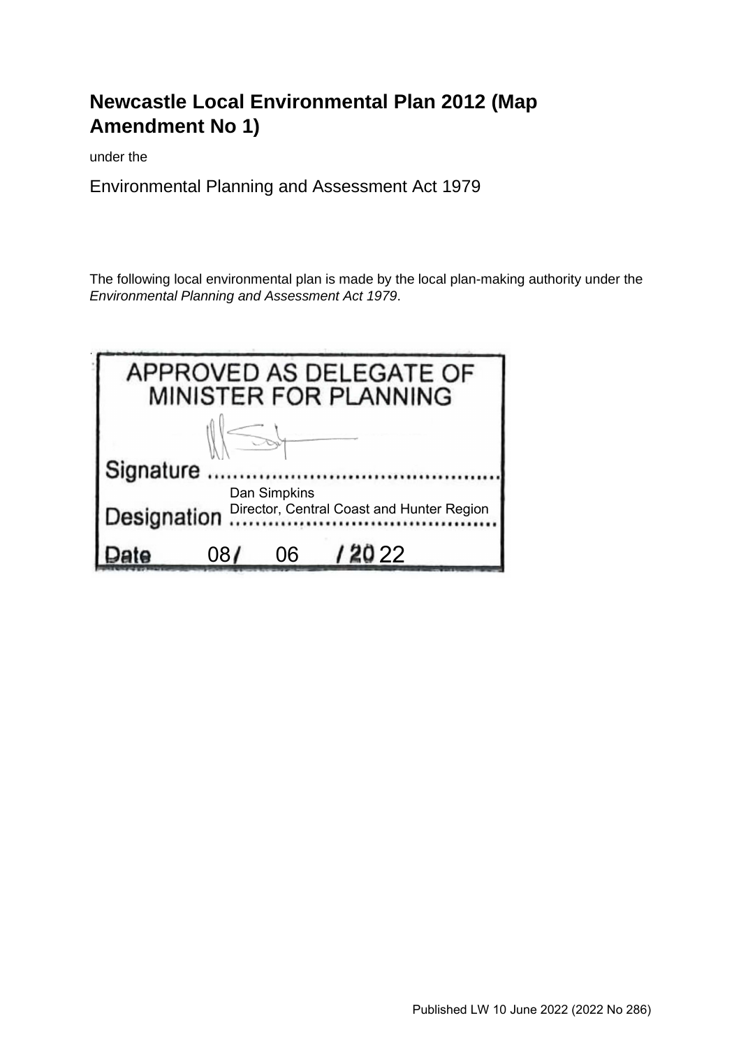# Newcastle Local Environmental Plan 2012 (Map Amendment No 1)

under the

Environmental Planning and Assessment Act 1979

The following local environmental plan is made by the local plan-making authority under the *Environmental Planning and Assessment Act 1979*.

APPROVED AS DELEGATE OF MINISTER FOR PLANNING

Signature ............................................

Designation Dan Simpkins
Director, Central Coast and Hunter Region

Date 08/ 06 /2022

Published LW 10 June 2022 (2022 No 286)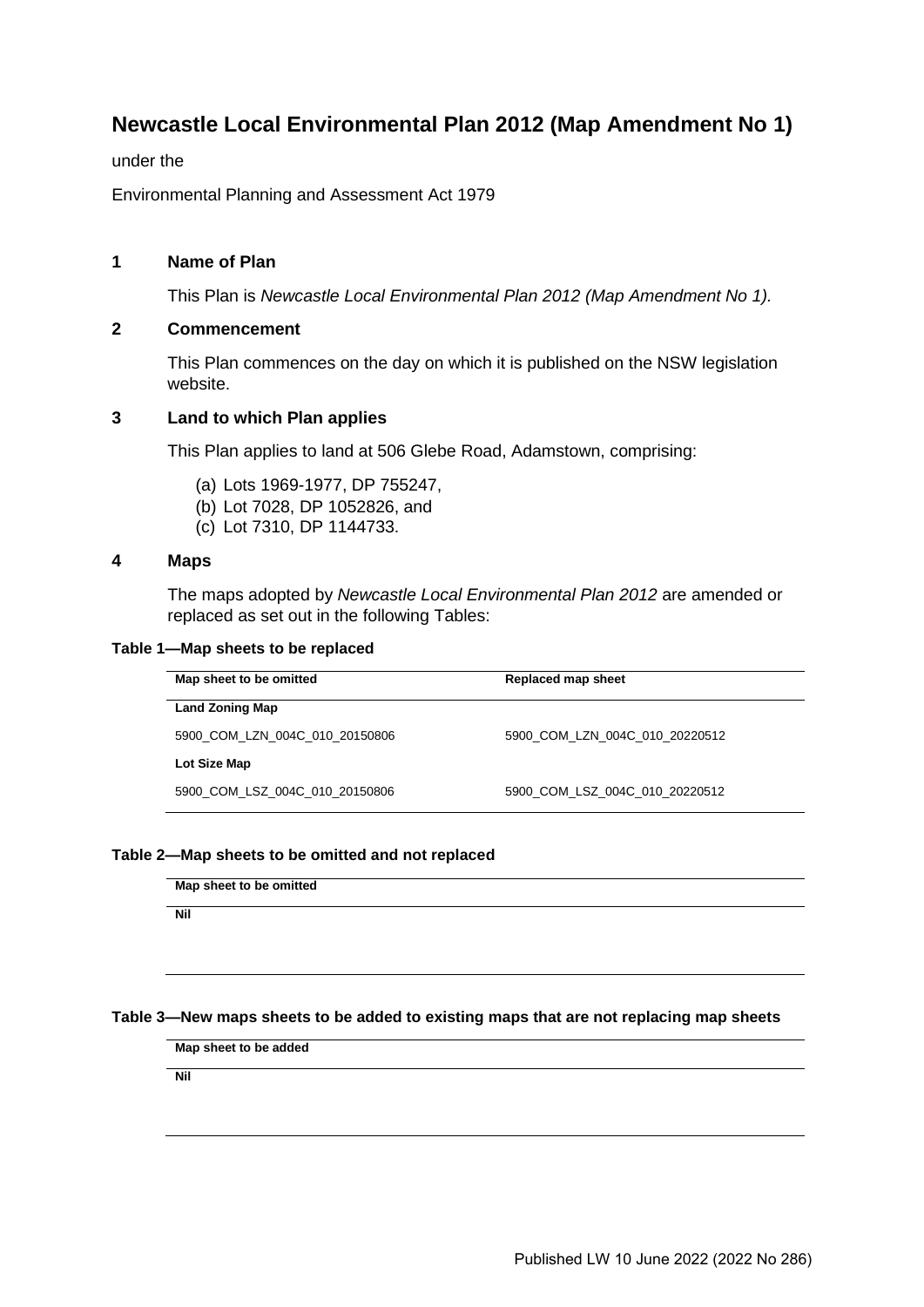# Newcastle Local Environmental Plan 2012 (Map Amendment No 1)

under the

Environmental Planning and Assessment Act 1979

## 1 Name of Plan

This Plan is *Newcastle Local Environmental Plan 2012 (Map Amendment No 1)*.

## 2 Commencement

This Plan commences on the day on which it is published on the NSW legislation website.

## 3 Land to which Plan applies

This Plan applies to land at 506 Glebe Road, Adamstown, comprising:

(a) Lots 1969-1977, DP 755247,
(b) Lot 7028, DP 1052826, and
(c) Lot 7310, DP 1144733.

## 4 Maps

The maps adopted by *Newcastle Local Environmental Plan 2012* are amended or replaced as set out in the following Tables:

**Table 1—Map sheets to be replaced**

| Map sheet to be omitted | Replaced map sheet |
|---|---|
| **Land Zoning Map** | |
| 5900_COM_LZN_004C_010_20150806 | 5900_COM_LZN_004C_010_20220512 |
| **Lot Size Map** | |
| 5900_COM_LSZ_004C_010_20150806 | 5900_COM_LSZ_004C_010_20220512 |

**Table 2—Map sheets to be omitted and not replaced**

| Map sheet to be omitted |
|---|
| **Nil** |

**Table 3—New maps sheets to be added to existing maps that are not replacing map sheets**

| Map sheet to be added |
|---|
| **Nil** |

Published LW 10 June 2022 (2022 No 286)